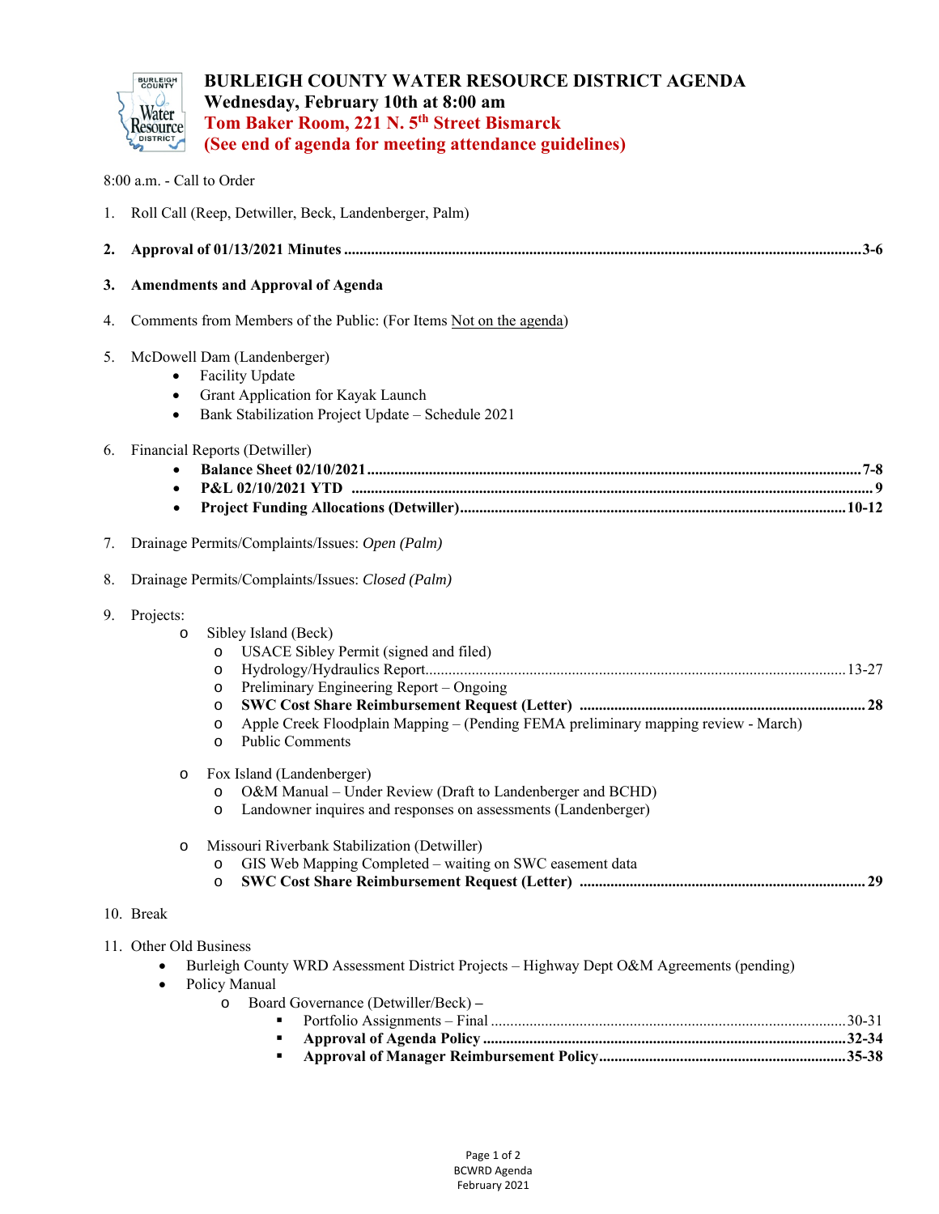# BURLEIGH COUNTY WATER RESOURCE DISTRICT AGENDA

**Wednesday, February 10th at 8:00 am**

**Tom Baker Room, 221 N. 5th Street Bismarck**

**(See end of agenda for meeting attendance guidelines)**

8:00 a.m. - Call to Order

1. Roll Call (Reep, Detwiller, Beck, Landenberger, Palm)

2. **Approval of 01/13/2021 Minutes ........................................ 3-6**

3. **Amendments and Approval of Agenda**

4. Comments from Members of the Public: (For Items Not on the agenda)

5. McDowell Dam (Landenberger)
   - Facility Update
   - Grant Application for Kayak Launch
   - Bank Stabilization Project Update – Schedule 2021

6. Financial Reports (Detwiller)
   - **Balance Sheet 02/10/2021 ........................................ 7-8**
   - **P&L 02/10/2021 YTD ........................................ 9**
   - **Project Funding Allocations (Detwiller) ........................................ 10-12**

7. Drainage Permits/Complaints/Issues: *Open (Palm)*

8. Drainage Permits/Complaints/Issues: *Closed (Palm)*

9. Projects:
   - Sibley Island (Beck)
     - USACE Sibley Permit (signed and filed)
     - Hydrology/Hydraulics Report ........................................ 13-27
     - Preliminary Engineering Report – Ongoing
     - **SWC Cost Share Reimbursement Request (Letter) ........................................ 28**
     - Apple Creek Floodplain Mapping – (Pending FEMA preliminary mapping review - March)
     - Public Comments
   - Fox Island (Landenberger)
     - O&M Manual – Under Review (Draft to Landenberger and BCHD)
     - Landowner inquires and responses on assessments (Landenberger)
   - Missouri Riverbank Stabilization (Detwiller)
     - GIS Web Mapping Completed – waiting on SWC easement data
     - **SWC Cost Share Reimbursement Request (Letter) ........................................ 29**

10. Break

11. Other Old Business
    - Burleigh County WRD Assessment District Projects – Highway Dept O&M Agreements (pending)
    - Policy Manual
      - Board Governance (Detwiller/Beck) –
        - Portfolio Assignments – Final ........................................ 30-31
        - **Approval of Agenda Policy ........................................ 32-34**
        - **Approval of Manager Reimbursement Policy ........................................ 35-38**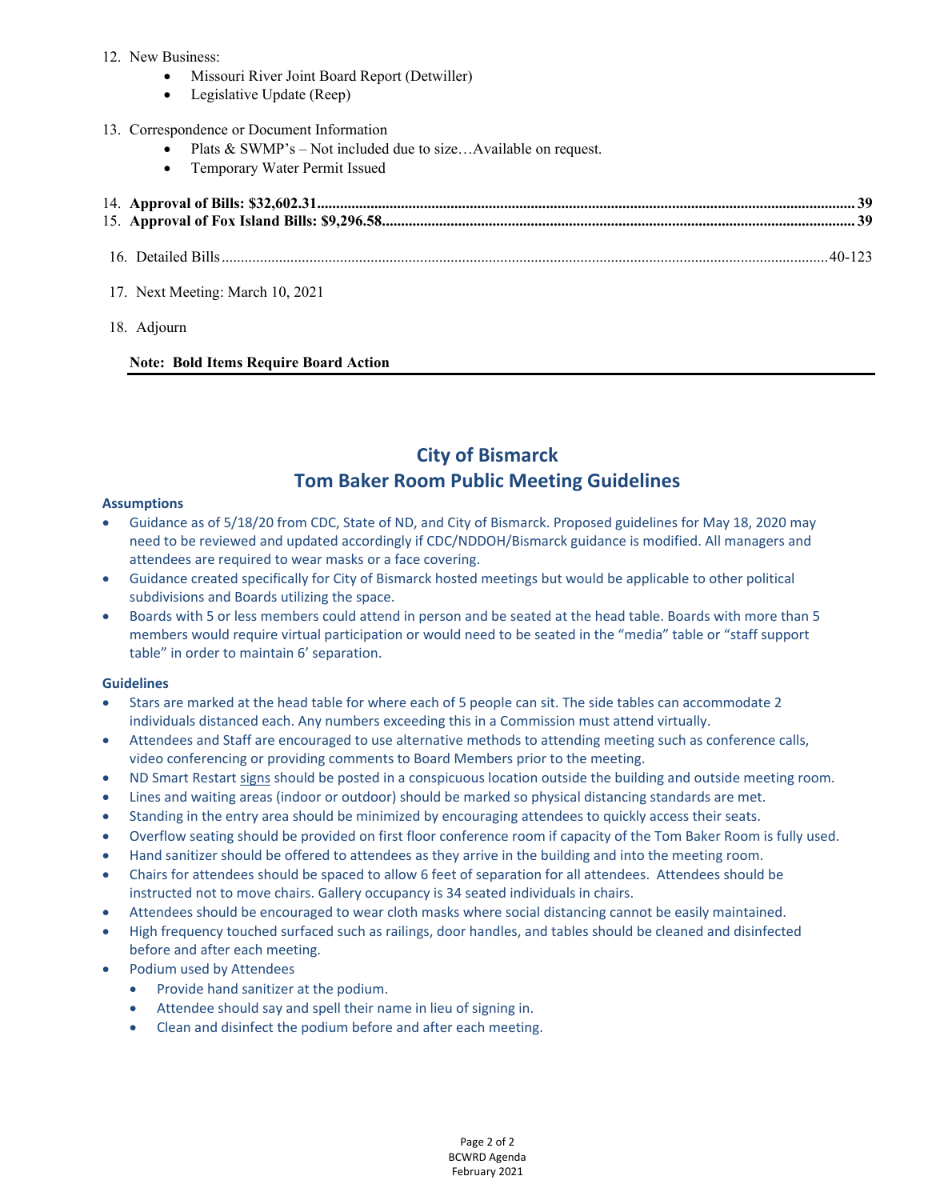12. New Business:
    - Missouri River Joint Board Report (Detwiller)
    - Legislative Update (Reep)

13. Correspondence or Document Information
    - Plats & SWMP's – Not included due to size…Available on request.
    - Temporary Water Permit Issued

14. **Approval of Bills: $32,602.31.......... 39**
15. **Approval of Fox Island Bills: $9,296.58.......... 39**

16. Detailed Bills.......... 40-123

17. Next Meeting: March 10, 2021

18. Adjourn

**Note: Bold Items Require Board Action**

## City of Bismarck
## Tom Baker Room Public Meeting Guidelines

### Assumptions

- Guidance as of 5/18/20 from CDC, State of ND, and City of Bismarck. Proposed guidelines for May 18, 2020 may need to be reviewed and updated accordingly if CDC/NDDOH/Bismarck guidance is modified. All managers and attendees are required to wear masks or a face covering.
- Guidance created specifically for City of Bismarck hosted meetings but would be applicable to other political subdivisions and Boards utilizing the space.
- Boards with 5 or less members could attend in person and be seated at the head table. Boards with more than 5 members would require virtual participation or would need to be seated in the "media" table or "staff support table" in order to maintain 6' separation.

### Guidelines

- Stars are marked at the head table for where each of 5 people can sit. The side tables can accommodate 2 individuals distanced each. Any numbers exceeding this in a Commission must attend virtually.
- Attendees and Staff are encouraged to use alternative methods to attending meeting such as conference calls, video conferencing or providing comments to Board Members prior to the meeting.
- ND Smart Restart signs should be posted in a conspicuous location outside the building and outside meeting room.
- Lines and waiting areas (indoor or outdoor) should be marked so physical distancing standards are met.
- Standing in the entry area should be minimized by encouraging attendees to quickly access their seats.
- Overflow seating should be provided on first floor conference room if capacity of the Tom Baker Room is fully used.
- Hand sanitizer should be offered to attendees as they arrive in the building and into the meeting room.
- Chairs for attendees should be spaced to allow 6 feet of separation for all attendees. Attendees should be instructed not to move chairs. Gallery occupancy is 34 seated individuals in chairs.
- Attendees should be encouraged to wear cloth masks where social distancing cannot be easily maintained.
- High frequency touched surfaced such as railings, door handles, and tables should be cleaned and disinfected before and after each meeting.
- Podium used by Attendees
    - Provide hand sanitizer at the podium.
    - Attendee should say and spell their name in lieu of signing in.
    - Clean and disinfect the podium before and after each meeting.